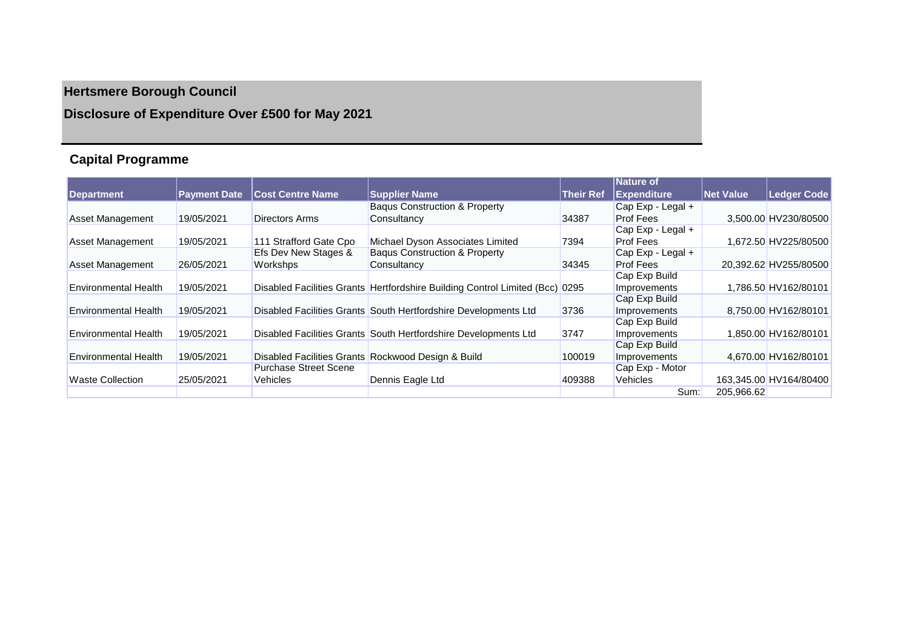# Hertsmere Borough Council

## Disclosure of Expenditure Over £500 for May 2021

### Capital Programme

| Department | Payment Date | Cost Centre Name | Supplier Name | Their Ref | Nature of Expenditure | Net Value | Ledger Code |
|---|---|---|---|---|---|---|---|
| Asset Management | 19/05/2021 | Directors Arms | Baqus Construction & Property Consultancy | 34387 | Cap Exp - Legal + Prof Fees | 3,500.00 | HV230/80500 |
| Asset Management | 19/05/2021 | 111 Strafford Gate Cpo | Michael Dyson Associates Limited | 7394 | Cap Exp - Legal + Prof Fees | 1,672.50 | HV225/80500 |
| Asset Management | 26/05/2021 | Efs Dev New Stages & Workshps | Baqus Construction & Property Consultancy | 34345 | Cap Exp - Legal + Prof Fees | 20,392.62 | HV255/80500 |
| Environmental Health | 19/05/2021 | Disabled Facilities Grants | Hertfordshire Building Control Limited (Bcc) | 0295 | Cap Exp Build Improvements | 1,786.50 | HV162/80101 |
| Environmental Health | 19/05/2021 | Disabled Facilities Grants | South Hertfordshire Developments Ltd | 3736 | Cap Exp Build Improvements | 8,750.00 | HV162/80101 |
| Environmental Health | 19/05/2021 | Disabled Facilities Grants | South Hertfordshire Developments Ltd | 3747 | Cap Exp Build Improvements | 1,850.00 | HV162/80101 |
| Environmental Health | 19/05/2021 | Disabled Facilities Grants | Rockwood Design & Build | 100019 | Cap Exp Build Improvements | 4,670.00 | HV162/80101 |
| Waste Collection | 25/05/2021 | Purchase Street Scene Vehicles | Dennis Eagle Ltd | 409388 | Cap Exp - Motor Vehicles | 163,345.00 | HV164/80400 |
| | | | | | Sum: | 205,966.62 | |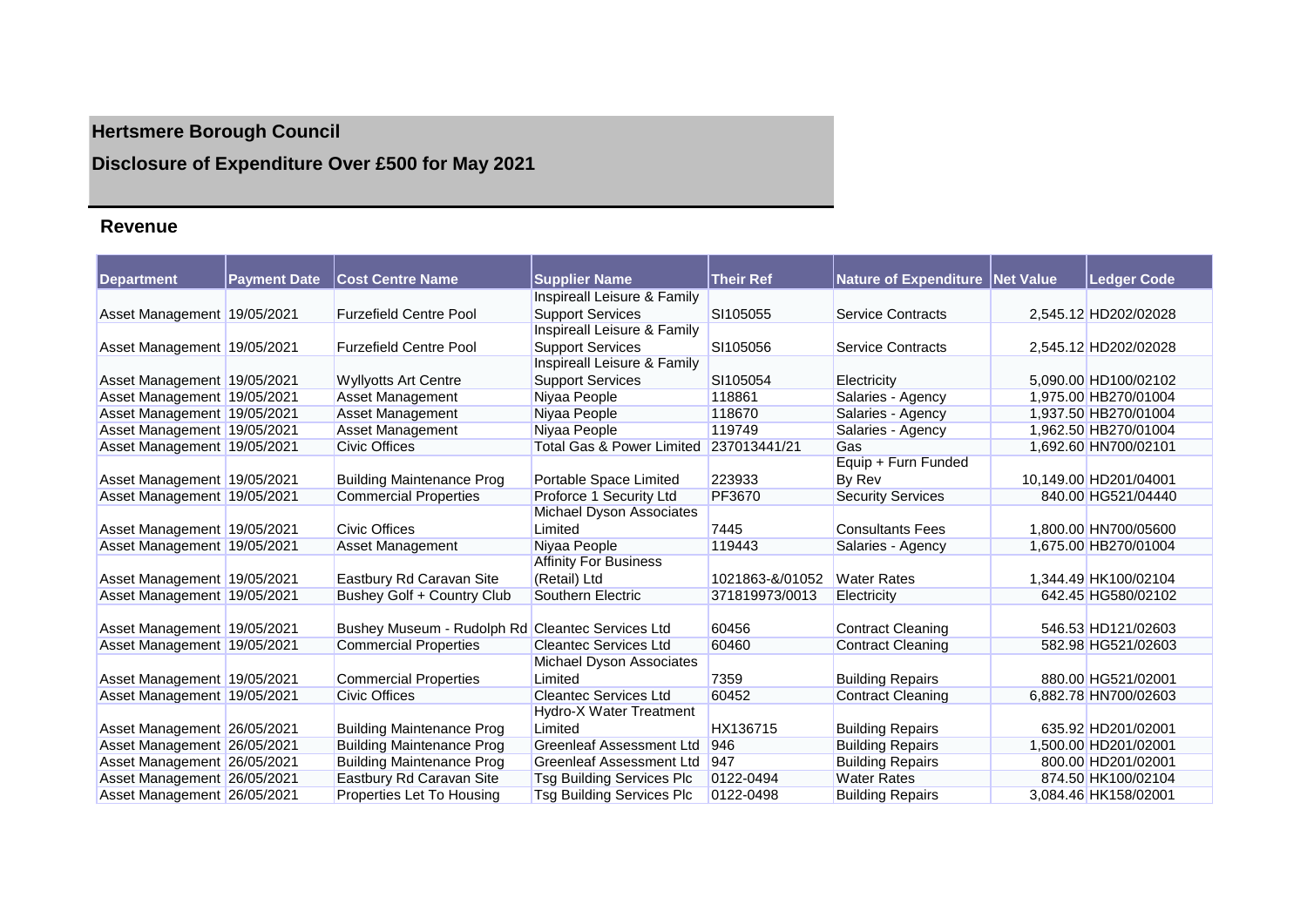## Hertsmere Borough Council

## Disclosure of Expenditure Over £500 for May 2021

### Revenue

| Department | Payment Date | Cost Centre Name | Supplier Name | Their Ref | Nature of Expenditure | Net Value | Ledger Code |
|---|---|---|---|---|---|---|---|
| Asset Management | 19/05/2021 | Furzefield Centre Pool | Inspireall Leisure & Family Support Services | SI105055 | Service Contracts | 2,545.12 | HD202/02028 |
| Asset Management | 19/05/2021 | Furzefield Centre Pool | Inspireall Leisure & Family Support Services | SI105056 | Service Contracts | 2,545.12 | HD202/02028 |
| Asset Management | 19/05/2021 | Wyllyotts Art Centre | Inspireall Leisure & Family Support Services | SI105054 | Electricity | 5,090.00 | HD100/02102 |
| Asset Management | 19/05/2021 | Asset Management | Niyaa People | 118861 | Salaries - Agency | 1,975.00 | HB270/01004 |
| Asset Management | 19/05/2021 | Asset Management | Niyaa People | 118670 | Salaries - Agency | 1,937.50 | HB270/01004 |
| Asset Management | 19/05/2021 | Asset Management | Niyaa People | 119749 | Salaries - Agency | 1,962.50 | HB270/01004 |
| Asset Management | 19/05/2021 | Civic Offices | Total Gas & Power Limited | 237013441/21 | Gas | 1,692.60 | HN700/02101 |
| Asset Management | 19/05/2021 | Building Maintenance Prog | Portable Space Limited | 223933 | Equip + Furn Funded By Rev | 10,149.00 | HD201/04001 |
| Asset Management | 19/05/2021 | Commercial Properties | Proforce 1 Security Ltd | PF3670 | Security Services | 840.00 | HG521/04440 |
| Asset Management | 19/05/2021 | Civic Offices | Michael Dyson Associates Limited | 7445 | Consultants Fees | 1,800.00 | HN700/05600 |
| Asset Management | 19/05/2021 | Asset Management | Niyaa People | 119443 | Salaries - Agency | 1,675.00 | HB270/01004 |
| Asset Management | 19/05/2021 | Eastbury Rd Caravan Site | Affinity For Business (Retail) Ltd | 1021863-&/01052 | Water Rates | 1,344.49 | HK100/02104 |
| Asset Management | 19/05/2021 | Bushey Golf + Country Club | Southern Electric | 371819973/0013 | Electricity | 642.45 | HG580/02102 |
| Asset Management | 19/05/2021 | Bushey Museum - Rudolph Rd | Cleantec Services Ltd | 60456 | Contract Cleaning | 546.53 | HD121/02603 |
| Asset Management | 19/05/2021 | Commercial Properties | Cleantec Services Ltd | 60460 | Contract Cleaning | 582.98 | HG521/02603 |
| Asset Management | 19/05/2021 | Commercial Properties | Michael Dyson Associates Limited | 7359 | Building Repairs | 880.00 | HG521/02001 |
| Asset Management | 19/05/2021 | Civic Offices | Cleantec Services Ltd | 60452 | Contract Cleaning | 6,882.78 | HN700/02603 |
| Asset Management | 26/05/2021 | Building Maintenance Prog | Hydro-X Water Treatment Limited | HX136715 | Building Repairs | 635.92 | HD201/02001 |
| Asset Management | 26/05/2021 | Building Maintenance Prog | Greenleaf Assessment Ltd | 946 | Building Repairs | 1,500.00 | HD201/02001 |
| Asset Management | 26/05/2021 | Building Maintenance Prog | Greenleaf Assessment Ltd | 947 | Building Repairs | 800.00 | HD201/02001 |
| Asset Management | 26/05/2021 | Eastbury Rd Caravan Site | Tsg Building Services Plc | 0122-0494 | Water Rates | 874.50 | HK100/02104 |
| Asset Management | 26/05/2021 | Properties Let To Housing | Tsg Building Services Plc | 0122-0498 | Building Repairs | 3,084.46 | HK158/02001 |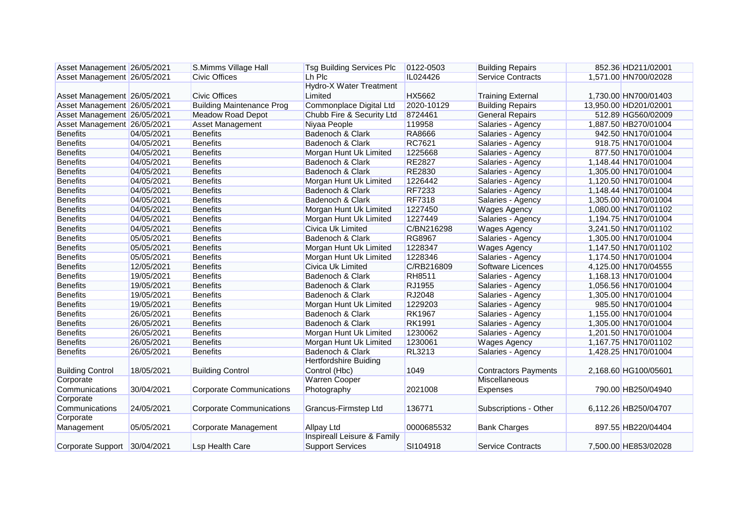| | | | | | | | |
|---|---|---|---|---|---|---|---|
| Asset Management | 26/05/2021 | S.Mimms Village Hall | Tsg Building Services Plc | 0122-0503 | Building Repairs | 852.36 | HD211/02001 |
| Asset Management | 26/05/2021 | Civic Offices | Lh Plc | IL024426 | Service Contracts | 1,571.00 | HN700/02028 |
| Asset Management | 26/05/2021 | Civic Offices | Hydro-X Water Treatment Limited | HX5662 | Training External | 1,730.00 | HN700/01403 |
| Asset Management | 26/05/2021 | Building Maintenance Prog | Commonplace Digital Ltd | 2020-10129 | Building Repairs | 13,950.00 | HD201/02001 |
| Asset Management | 26/05/2021 | Meadow Road Depot | Chubb Fire & Security Ltd | 8724461 | General Repairs | 512.89 | HG560/02009 |
| Asset Management | 26/05/2021 | Asset Management | Niyaa People | 119958 | Salaries - Agency | 1,887.50 | HB270/01004 |
| Benefits | 04/05/2021 | Benefits | Badenoch & Clark | RA8666 | Salaries - Agency | 942.50 | HN170/01004 |
| Benefits | 04/05/2021 | Benefits | Badenoch & Clark | RC7621 | Salaries - Agency | 918.75 | HN170/01004 |
| Benefits | 04/05/2021 | Benefits | Morgan Hunt Uk Limited | 1225668 | Salaries - Agency | 877.50 | HN170/01004 |
| Benefits | 04/05/2021 | Benefits | Badenoch & Clark | RE2827 | Salaries - Agency | 1,148.44 | HN170/01004 |
| Benefits | 04/05/2021 | Benefits | Badenoch & Clark | RE2830 | Salaries - Agency | 1,305.00 | HN170/01004 |
| Benefits | 04/05/2021 | Benefits | Morgan Hunt Uk Limited | 1226442 | Salaries - Agency | 1,120.50 | HN170/01004 |
| Benefits | 04/05/2021 | Benefits | Badenoch & Clark | RF7233 | Salaries - Agency | 1,148.44 | HN170/01004 |
| Benefits | 04/05/2021 | Benefits | Badenoch & Clark | RF7318 | Salaries - Agency | 1,305.00 | HN170/01004 |
| Benefits | 04/05/2021 | Benefits | Morgan Hunt Uk Limited | 1227450 | Wages Agency | 1,080.00 | HN170/01102 |
| Benefits | 04/05/2021 | Benefits | Morgan Hunt Uk Limited | 1227449 | Salaries - Agency | 1,194.75 | HN170/01004 |
| Benefits | 04/05/2021 | Benefits | Civica Uk Limited | C/BN216298 | Wages Agency | 3,241.50 | HN170/01102 |
| Benefits | 05/05/2021 | Benefits | Badenoch & Clark | RG8967 | Salaries - Agency | 1,305.00 | HN170/01004 |
| Benefits | 05/05/2021 | Benefits | Morgan Hunt Uk Limited | 1228347 | Wages Agency | 1,147.50 | HN170/01102 |
| Benefits | 05/05/2021 | Benefits | Morgan Hunt Uk Limited | 1228346 | Salaries - Agency | 1,174.50 | HN170/01004 |
| Benefits | 12/05/2021 | Benefits | Civica Uk Limited | C/RB216809 | Software Licences | 4,125.00 | HN170/04555 |
| Benefits | 19/05/2021 | Benefits | Badenoch & Clark | RH8511 | Salaries - Agency | 1,168.13 | HN170/01004 |
| Benefits | 19/05/2021 | Benefits | Badenoch & Clark | RJ1955 | Salaries - Agency | 1,056.56 | HN170/01004 |
| Benefits | 19/05/2021 | Benefits | Badenoch & Clark | RJ2048 | Salaries - Agency | 1,305.00 | HN170/01004 |
| Benefits | 19/05/2021 | Benefits | Morgan Hunt Uk Limited | 1229203 | Salaries - Agency | 985.50 | HN170/01004 |
| Benefits | 26/05/2021 | Benefits | Badenoch & Clark | RK1967 | Salaries - Agency | 1,155.00 | HN170/01004 |
| Benefits | 26/05/2021 | Benefits | Badenoch & Clark | RK1991 | Salaries - Agency | 1,305.00 | HN170/01004 |
| Benefits | 26/05/2021 | Benefits | Morgan Hunt Uk Limited | 1230062 | Salaries - Agency | 1,201.50 | HN170/01004 |
| Benefits | 26/05/2021 | Benefits | Morgan Hunt Uk Limited | 1230061 | Wages Agency | 1,167.75 | HN170/01102 |
| Benefits | 26/05/2021 | Benefits | Badenoch & Clark | RL3213 | Salaries - Agency | 1,428.25 | HN170/01004 |
| Building Control | 18/05/2021 | Building Control | Hertfordshire Buiding Control (Hbc) | 1049 | Contractors Payments | 2,168.60 | HG100/05601 |
| Corporate Communications | 30/04/2021 | Corporate Communications | Warren Cooper Photography | 2021008 | Miscellaneous Expenses | 790.00 | HB250/04940 |
| Corporate Communications | 24/05/2021 | Corporate Communications | Grancus-Firmstep Ltd | 136771 | Subscriptions - Other | 6,112.26 | HB250/04707 |
| Corporate Management | 05/05/2021 | Corporate Management | Allpay Ltd | 0000685532 | Bank Charges | 897.55 | HB220/04404 |
| Corporate Support | 30/04/2021 | Lsp Health Care | Inspireall Leisure & Family Support Services | SI104918 | Service Contracts | 7,500.00 | HE853/02028 |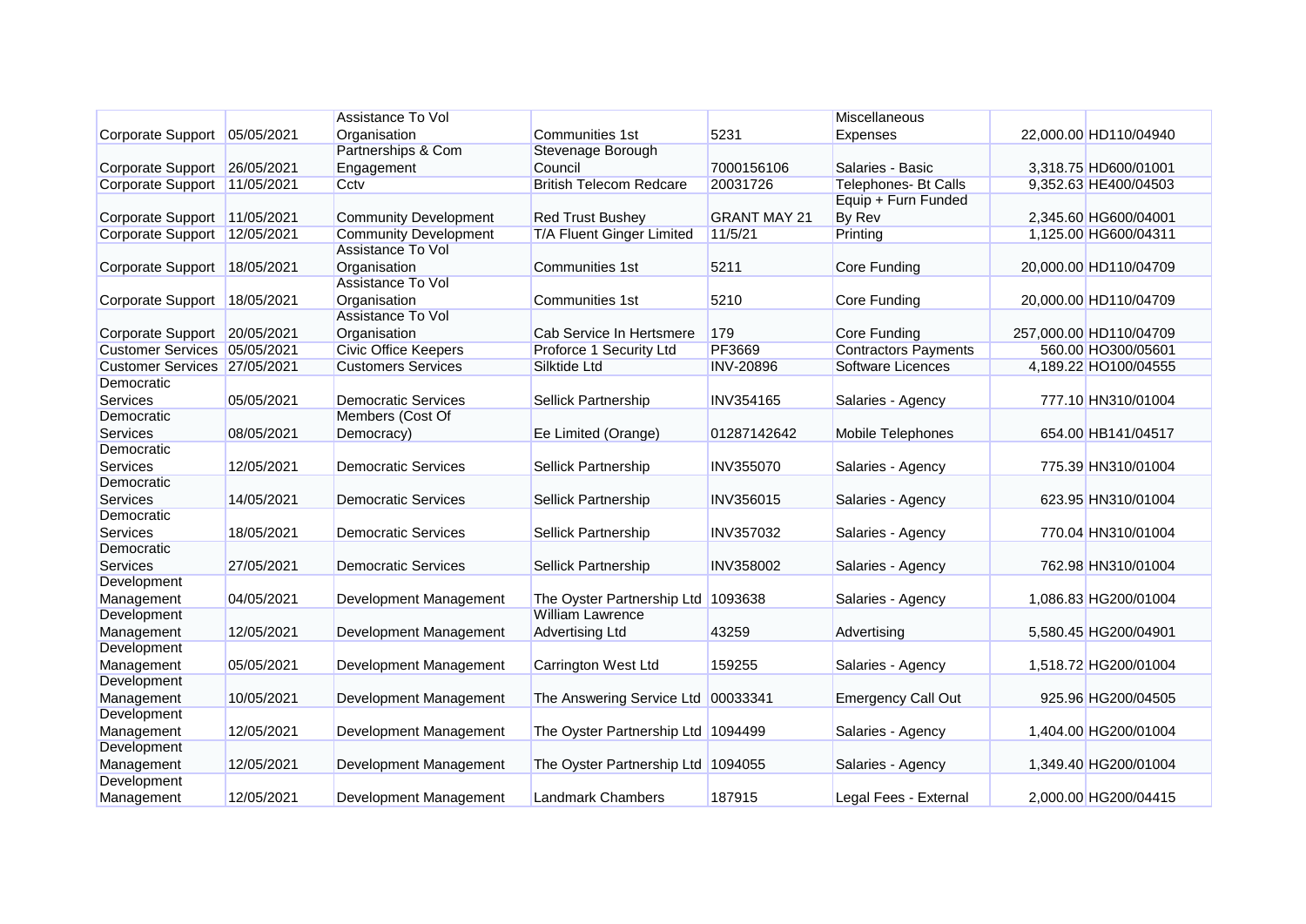| | | | | | | | |
|---|---|---|---|---|---|---|---|
| Corporate Support | 05/05/2021 | Assistance To Vol Organisation | Communities 1st | 5231 | Miscellaneous Expenses | 22,000.00 | HD110/04940 |
| Corporate Support | 26/05/2021 | Partnerships & Com Engagement | Stevenage Borough Council | 7000156106 | Salaries - Basic | 3,318.75 | HD600/01001 |
| Corporate Support | 11/05/2021 | Cctv | British Telecom Redcare | 20031726 | Telephones- Bt Calls | 9,352.63 | HE400/04503 |
| Corporate Support | 11/05/2021 | Community Development | Red Trust Bushey | GRANT MAY 21 | Equip + Furn Funded By Rev | 2,345.60 | HG600/04001 |
| Corporate Support | 12/05/2021 | Community Development | T/A Fluent Ginger Limited | 11/5/21 | Printing | 1,125.00 | HG600/04311 |
| Corporate Support | 18/05/2021 | Assistance To Vol Organisation | Communities 1st | 5211 | Core Funding | 20,000.00 | HD110/04709 |
| Corporate Support | 18/05/2021 | Assistance To Vol Organisation | Communities 1st | 5210 | Core Funding | 20,000.00 | HD110/04709 |
| Corporate Support | 20/05/2021 | Assistance To Vol Organisation | Cab Service In Hertsmere | 179 | Core Funding | 257,000.00 | HD110/04709 |
| Customer Services | 05/05/2021 | Civic Office Keepers | Proforce 1 Security Ltd | PF3669 | Contractors Payments | 560.00 | HO300/05601 |
| Customer Services | 27/05/2021 | Customers Services | Silktide Ltd | INV-20896 | Software Licences | 4,189.22 | HO100/04555 |
| Democratic Services | 05/05/2021 | Democratic Services | Sellick Partnership | INV354165 | Salaries - Agency | 777.10 | HN310/01004 |
| Democratic Services | 08/05/2021 | Members (Cost Of Democracy) | Ee Limited (Orange) | 01287142642 | Mobile Telephones | 654.00 | HB141/04517 |
| Democratic Services | 12/05/2021 | Democratic Services | Sellick Partnership | INV355070 | Salaries - Agency | 775.39 | HN310/01004 |
| Democratic Services | 14/05/2021 | Democratic Services | Sellick Partnership | INV356015 | Salaries - Agency | 623.95 | HN310/01004 |
| Democratic Services | 18/05/2021 | Democratic Services | Sellick Partnership | INV357032 | Salaries - Agency | 770.04 | HN310/01004 |
| Democratic Services | 27/05/2021 | Democratic Services | Sellick Partnership | INV358002 | Salaries - Agency | 762.98 | HN310/01004 |
| Development Management | 04/05/2021 | Development Management | The Oyster Partnership Ltd | 1093638 | Salaries - Agency | 1,086.83 | HG200/01004 |
| Development Management | 12/05/2021 | Development Management | William Lawrence Advertising Ltd | 43259 | Advertising | 5,580.45 | HG200/04901 |
| Development Management | 05/05/2021 | Development Management | Carrington West Ltd | 159255 | Salaries - Agency | 1,518.72 | HG200/01004 |
| Development Management | 10/05/2021 | Development Management | The Answering Service Ltd | 00033341 | Emergency Call Out | 925.96 | HG200/04505 |
| Development Management | 12/05/2021 | Development Management | The Oyster Partnership Ltd | 1094499 | Salaries - Agency | 1,404.00 | HG200/01004 |
| Development Management | 12/05/2021 | Development Management | The Oyster Partnership Ltd | 1094055 | Salaries - Agency | 1,349.40 | HG200/01004 |
| Development Management | 12/05/2021 | Development Management | Landmark Chambers | 187915 | Legal Fees - External | 2,000.00 | HG200/04415 |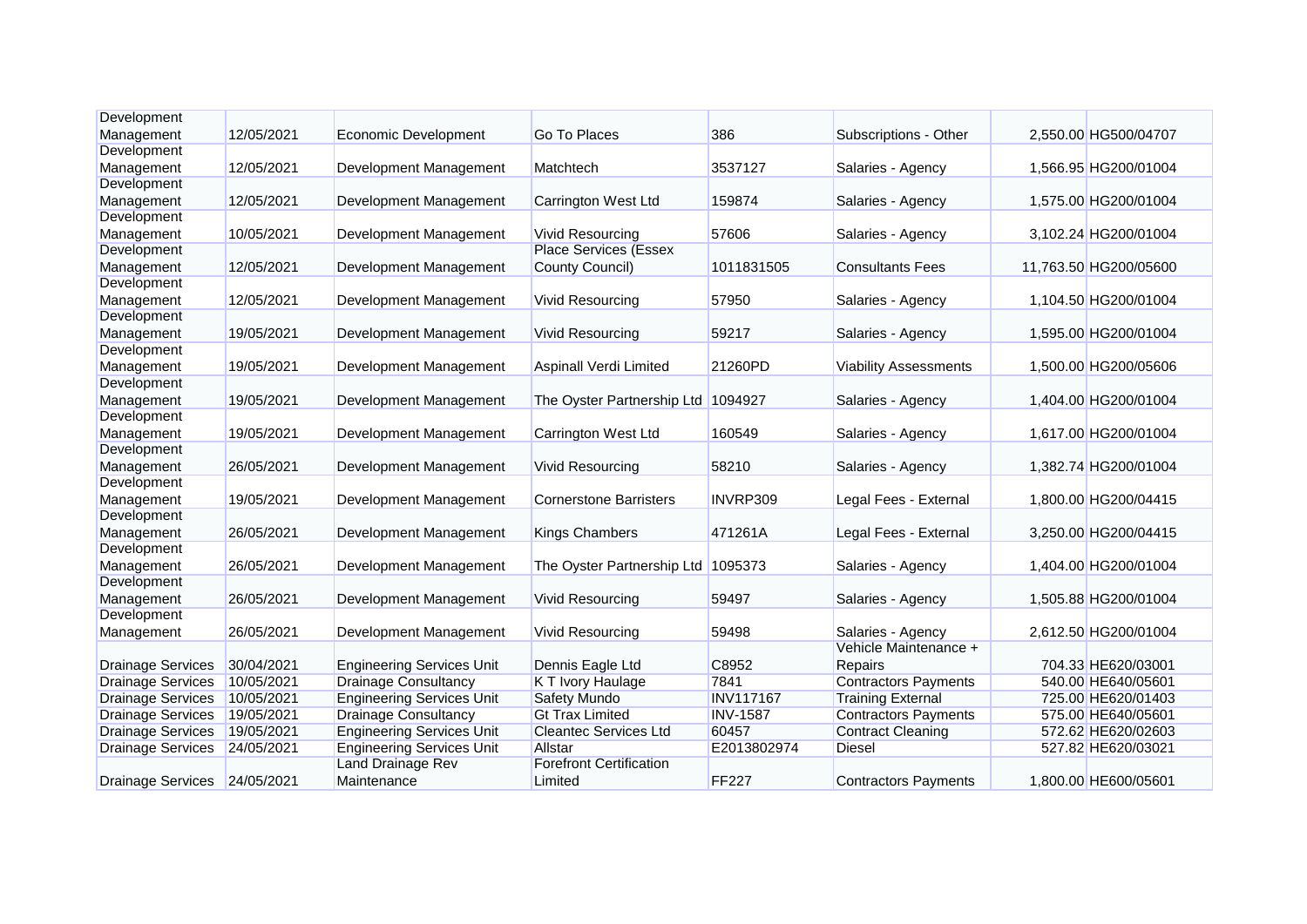| | | | | | | | |
|---|---|---|---|---|---|---|---|
| Development Management | 12/05/2021 | Economic Development | Go To Places | 386 | Subscriptions - Other | 2,550.00 | HG500/04707 |
| Development Management | 12/05/2021 | Development Management | Matchtech | 3537127 | Salaries - Agency | 1,566.95 | HG200/01004 |
| Development Management | 12/05/2021 | Development Management | Carrington West Ltd | 159874 | Salaries - Agency | 1,575.00 | HG200/01004 |
| Development Management | 10/05/2021 | Development Management | Vivid Resourcing | 57606 | Salaries - Agency | 3,102.24 | HG200/01004 |
| Development Management | 12/05/2021 | Development Management | Place Services (Essex County Council) | 1011831505 | Consultants Fees | 11,763.50 | HG200/05600 |
| Development Management | 12/05/2021 | Development Management | Vivid Resourcing | 57950 | Salaries - Agency | 1,104.50 | HG200/01004 |
| Development Management | 19/05/2021 | Development Management | Vivid Resourcing | 59217 | Salaries - Agency | 1,595.00 | HG200/01004 |
| Development Management | 19/05/2021 | Development Management | Aspinall Verdi Limited | 21260PD | Viability Assessments | 1,500.00 | HG200/05606 |
| Development Management | 19/05/2021 | Development Management | The Oyster Partnership Ltd | 1094927 | Salaries - Agency | 1,404.00 | HG200/01004 |
| Development Management | 19/05/2021 | Development Management | Carrington West Ltd | 160549 | Salaries - Agency | 1,617.00 | HG200/01004 |
| Development Management | 26/05/2021 | Development Management | Vivid Resourcing | 58210 | Salaries - Agency | 1,382.74 | HG200/01004 |
| Development Management | 19/05/2021 | Development Management | Cornerstone Barristers | INVRP309 | Legal Fees - External | 1,800.00 | HG200/04415 |
| Development Management | 26/05/2021 | Development Management | Kings Chambers | 471261A | Legal Fees - External | 3,250.00 | HG200/04415 |
| Development Management | 26/05/2021 | Development Management | The Oyster Partnership Ltd | 1095373 | Salaries - Agency | 1,404.00 | HG200/01004 |
| Development Management | 26/05/2021 | Development Management | Vivid Resourcing | 59497 | Salaries - Agency | 1,505.88 | HG200/01004 |
| Development Management | 26/05/2021 | Development Management | Vivid Resourcing | 59498 | Salaries - Agency | 2,612.50 | HG200/01004 |
| Drainage Services | 30/04/2021 | Engineering Services Unit | Dennis Eagle Ltd | C8952 | Vehicle Maintenance + Repairs | 704.33 | HE620/03001 |
| Drainage Services | 10/05/2021 | Drainage Consultancy | K T Ivory Haulage | 7841 | Contractors Payments | 540.00 | HE640/05601 |
| Drainage Services | 10/05/2021 | Engineering Services Unit | Safety Mundo | INV117167 | Training External | 725.00 | HE620/01403 |
| Drainage Services | 19/05/2021 | Drainage Consultancy | Gt Trax Limited | INV-1587 | Contractors Payments | 575.00 | HE640/05601 |
| Drainage Services | 19/05/2021 | Engineering Services Unit | Cleantec Services Ltd | 60457 | Contract Cleaning | 572.62 | HE620/02603 |
| Drainage Services | 24/05/2021 | Engineering Services Unit | Allstar | E2013802974 | Diesel | 527.82 | HE620/03021 |
| Drainage Services | 24/05/2021 | Land Drainage Rev Maintenance | Forefront Certification Limited | FF227 | Contractors Payments | 1,800.00 | HE600/05601 |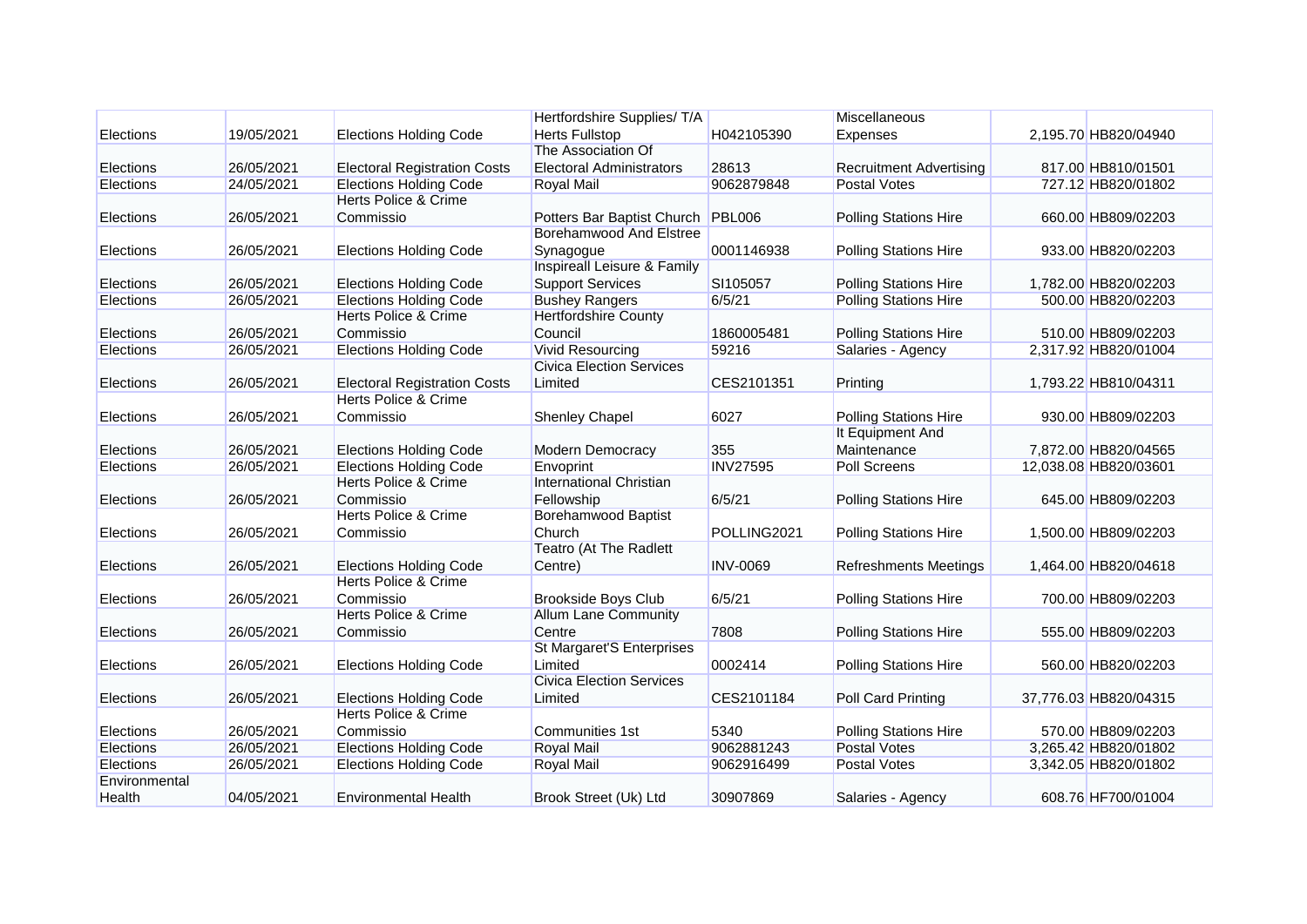| | | | | | | | |
|---|---|---|---|---|---|---|---|
| Elections | 19/05/2021 | Elections Holding Code | Hertfordshire Supplies/ T/A Herts Fullstop | H042105390 | Miscellaneous Expenses | 2,195.70 | HB820/04940 |
| Elections | 26/05/2021 | Electoral Registration Costs | The Association Of Electoral Administrators | 28613 | Recruitment Advertising | 817.00 | HB810/01501 |
| Elections | 24/05/2021 | Elections Holding Code | Royal Mail | 9062879848 | Postal Votes | 727.12 | HB820/01802 |
| Elections | 26/05/2021 | Herts Police & Crime Commissio | Potters Bar Baptist Church | PBL006 | Polling Stations Hire | 660.00 | HB809/02203 |
| Elections | 26/05/2021 | Elections Holding Code | Borehamwood And Elstree Synagogue | 0001146938 | Polling Stations Hire | 933.00 | HB820/02203 |
| Elections | 26/05/2021 | Elections Holding Code | Inspireall Leisure & Family Support Services | SI105057 | Polling Stations Hire | 1,782.00 | HB820/02203 |
| Elections | 26/05/2021 | Elections Holding Code | Bushey Rangers | 6/5/21 | Polling Stations Hire | 500.00 | HB820/02203 |
| Elections | 26/05/2021 | Herts Police & Crime Commissio | Hertfordshire County Council | 1860005481 | Polling Stations Hire | 510.00 | HB809/02203 |
| Elections | 26/05/2021 | Elections Holding Code | Vivid Resourcing | 59216 | Salaries - Agency | 2,317.92 | HB820/01004 |
| Elections | 26/05/2021 | Electoral Registration Costs | Civica Election Services Limited | CES2101351 | Printing | 1,793.22 | HB810/04311 |
| Elections | 26/05/2021 | Herts Police & Crime Commissio | Shenley Chapel | 6027 | Polling Stations Hire | 930.00 | HB809/02203 |
| Elections | 26/05/2021 | Elections Holding Code | Modern Democracy | 355 | It Equipment And Maintenance | 7,872.00 | HB820/04565 |
| Elections | 26/05/2021 | Elections Holding Code | Envoprint | INV27595 | Poll Screens | 12,038.08 | HB820/03601 |
| Elections | 26/05/2021 | Herts Police & Crime Commissio | International Christian Fellowship | 6/5/21 | Polling Stations Hire | 645.00 | HB809/02203 |
| Elections | 26/05/2021 | Herts Police & Crime Commissio | Borehamwood Baptist Church | POLLING2021 | Polling Stations Hire | 1,500.00 | HB809/02203 |
| Elections | 26/05/2021 | Elections Holding Code | Teatro (At The Radlett Centre) | INV-0069 | Refreshments Meetings | 1,464.00 | HB820/04618 |
| Elections | 26/05/2021 | Herts Police & Crime Commissio | Brookside Boys Club | 6/5/21 | Polling Stations Hire | 700.00 | HB809/02203 |
| Elections | 26/05/2021 | Herts Police & Crime Commissio | Allum Lane Community Centre | 7808 | Polling Stations Hire | 555.00 | HB809/02203 |
| Elections | 26/05/2021 | Elections Holding Code | St Margaret'S Enterprises Limited | 0002414 | Polling Stations Hire | 560.00 | HB820/02203 |
| Elections | 26/05/2021 | Elections Holding Code | Civica Election Services Limited | CES2101184 | Poll Card Printing | 37,776.03 | HB820/04315 |
| Elections | 26/05/2021 | Herts Police & Crime Commissio | Communities 1st | 5340 | Polling Stations Hire | 570.00 | HB809/02203 |
| Elections | 26/05/2021 | Elections Holding Code | Royal Mail | 9062881243 | Postal Votes | 3,265.42 | HB820/01802 |
| Elections | 26/05/2021 | Elections Holding Code | Royal Mail | 9062916499 | Postal Votes | 3,342.05 | HB820/01802 |
| Environmental Health | 04/05/2021 | Environmental Health | Brook Street (Uk) Ltd | 30907869 | Salaries - Agency | 608.76 | HF700/01004 |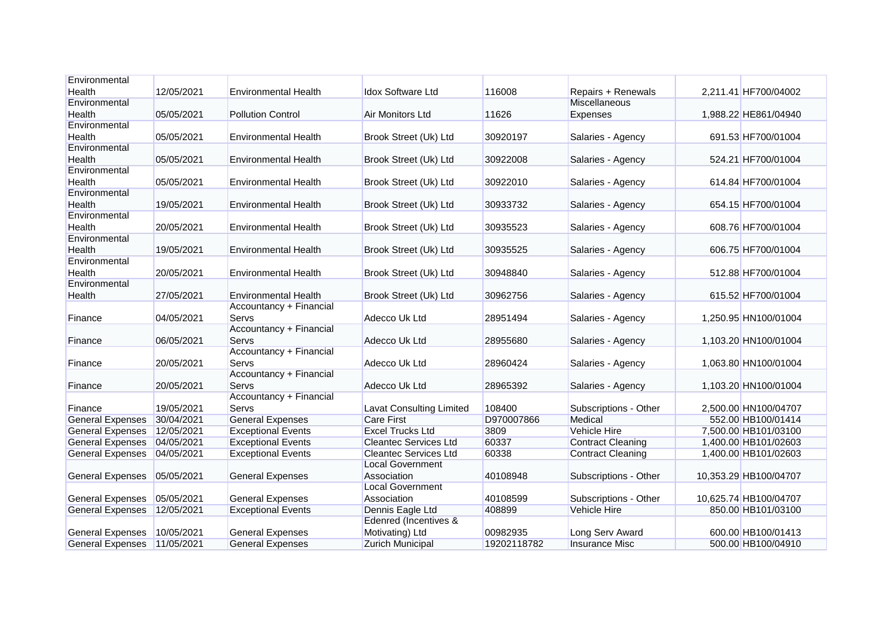| | | | | | | | |
|---|---|---|---|---|---|---|---|
| Environmental Health | 12/05/2021 | Environmental Health | Idox Software Ltd | 116008 | Repairs + Renewals | 2,211.41 | HF700/04002 |
| Environmental Health | 05/05/2021 | Pollution Control | Air Monitors Ltd | 11626 | Miscellaneous Expenses | 1,988.22 | HE861/04940 |
| Environmental Health | 05/05/2021 | Environmental Health | Brook Street (Uk) Ltd | 30920197 | Salaries - Agency | 691.53 | HF700/01004 |
| Environmental Health | 05/05/2021 | Environmental Health | Brook Street (Uk) Ltd | 30922008 | Salaries - Agency | 524.21 | HF700/01004 |
| Environmental Health | 05/05/2021 | Environmental Health | Brook Street (Uk) Ltd | 30922010 | Salaries - Agency | 614.84 | HF700/01004 |
| Environmental Health | 19/05/2021 | Environmental Health | Brook Street (Uk) Ltd | 30933732 | Salaries - Agency | 654.15 | HF700/01004 |
| Environmental Health | 20/05/2021 | Environmental Health | Brook Street (Uk) Ltd | 30935523 | Salaries - Agency | 608.76 | HF700/01004 |
| Environmental Health | 19/05/2021 | Environmental Health | Brook Street (Uk) Ltd | 30935525 | Salaries - Agency | 606.75 | HF700/01004 |
| Environmental Health | 20/05/2021 | Environmental Health | Brook Street (Uk) Ltd | 30948840 | Salaries - Agency | 512.88 | HF700/01004 |
| Environmental Health | 27/05/2021 | Environmental Health | Brook Street (Uk) Ltd | 30962756 | Salaries - Agency | 615.52 | HF700/01004 |
| Finance | 04/05/2021 | Accountancy + Financial Servs | Adecco Uk Ltd | 28951494 | Salaries - Agency | 1,250.95 | HN100/01004 |
| Finance | 06/05/2021 | Accountancy + Financial Servs | Adecco Uk Ltd | 28955680 | Salaries - Agency | 1,103.20 | HN100/01004 |
| Finance | 20/05/2021 | Accountancy + Financial Servs | Adecco Uk Ltd | 28960424 | Salaries - Agency | 1,063.80 | HN100/01004 |
| Finance | 20/05/2021 | Accountancy + Financial Servs | Adecco Uk Ltd | 28965392 | Salaries - Agency | 1,103.20 | HN100/01004 |
| Finance | 19/05/2021 | Accountancy + Financial Servs | Lavat Consulting Limited | 108400 | Subscriptions - Other | 2,500.00 | HN100/04707 |
| General Expenses | 30/04/2021 | General Expenses | Care First | D970007866 | Medical | 552.00 | HB100/01414 |
| General Expenses | 12/05/2021 | Exceptional Events | Excel Trucks Ltd | 3809 | Vehicle Hire | 7,500.00 | HB101/03100 |
| General Expenses | 04/05/2021 | Exceptional Events | Cleantec Services Ltd | 60337 | Contract Cleaning | 1,400.00 | HB101/02603 |
| General Expenses | 04/05/2021 | Exceptional Events | Cleantec Services Ltd | 60338 | Contract Cleaning | 1,400.00 | HB101/02603 |
| General Expenses | 05/05/2021 | General Expenses | Local Government Association | 40108948 | Subscriptions - Other | 10,353.29 | HB100/04707 |
| General Expenses | 05/05/2021 | General Expenses | Local Government Association | 40108599 | Subscriptions - Other | 10,625.74 | HB100/04707 |
| General Expenses | 12/05/2021 | Exceptional Events | Dennis Eagle Ltd | 408899 | Vehicle Hire | 850.00 | HB101/03100 |
| General Expenses | 10/05/2021 | General Expenses | Edenred (Incentives & Motivating) Ltd | 00982935 | Long Serv Award | 600.00 | HB100/01413 |
| General Expenses | 11/05/2021 | General Expenses | Zurich Municipal | 19202118782 | Insurance Misc | 500.00 | HB100/04910 |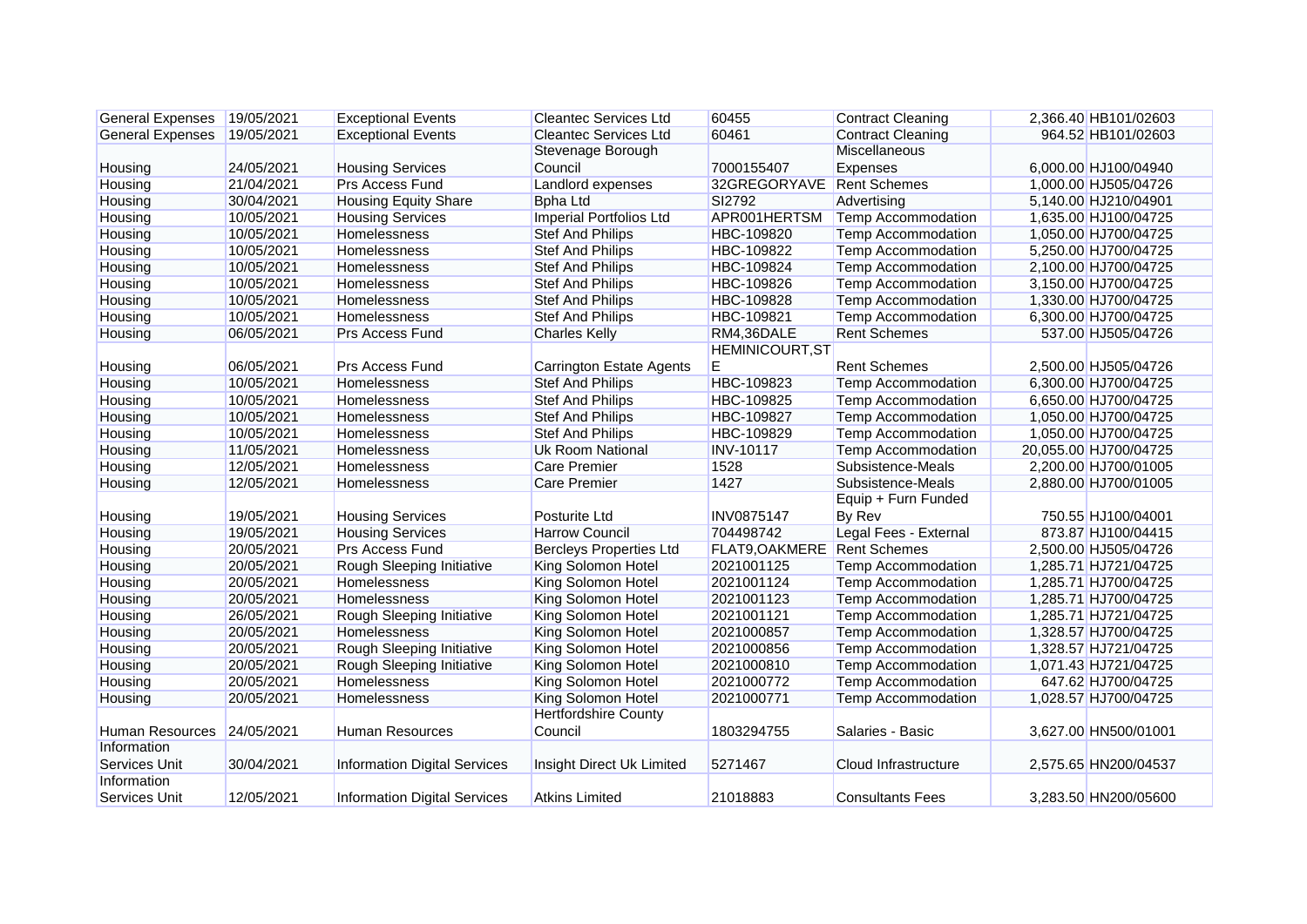| | | | | | | | |
|---|---|---|---|---|---|---|---|
| General Expenses | 19/05/2021 | Exceptional Events | Cleantec Services Ltd | 60455 | Contract Cleaning | 2,366.40 | HB101/02603 |
| General Expenses | 19/05/2021 | Exceptional Events | Cleantec Services Ltd | 60461 | Contract Cleaning | 964.52 | HB101/02603 |
| Housing | 24/05/2021 | Housing Services | Stevenage Borough Council | 7000155407 | Miscellaneous Expenses | 6,000.00 | HJ100/04940 |
| Housing | 21/04/2021 | Prs Access Fund | Landlord expenses | 32GREGORYAVE | Rent Schemes | 1,000.00 | HJ505/04726 |
| Housing | 30/04/2021 | Housing Equity Share | Bpha Ltd | SI2792 | Advertising | 5,140.00 | HJ210/04901 |
| Housing | 10/05/2021 | Housing Services | Imperial Portfolios Ltd | APR001HERTSM | Temp Accommodation | 1,635.00 | HJ100/04725 |
| Housing | 10/05/2021 | Homelessness | Stef And Philips | HBC-109820 | Temp Accommodation | 1,050.00 | HJ700/04725 |
| Housing | 10/05/2021 | Homelessness | Stef And Philips | HBC-109822 | Temp Accommodation | 5,250.00 | HJ700/04725 |
| Housing | 10/05/2021 | Homelessness | Stef And Philips | HBC-109824 | Temp Accommodation | 2,100.00 | HJ700/04725 |
| Housing | 10/05/2021 | Homelessness | Stef And Philips | HBC-109826 | Temp Accommodation | 3,150.00 | HJ700/04725 |
| Housing | 10/05/2021 | Homelessness | Stef And Philips | HBC-109828 | Temp Accommodation | 1,330.00 | HJ700/04725 |
| Housing | 10/05/2021 | Homelessness | Stef And Philips | HBC-109821 | Temp Accommodation | 6,300.00 | HJ700/04725 |
| Housing | 06/05/2021 | Prs Access Fund | Charles Kelly | RM4,36DALE | Rent Schemes | 537.00 | HJ505/04726 |
| Housing | 06/05/2021 | Prs Access Fund | Carrington Estate Agents | HEMINICOURT,STE | Rent Schemes | 2,500.00 | HJ505/04726 |
| Housing | 10/05/2021 | Homelessness | Stef And Philips | HBC-109823 | Temp Accommodation | 6,300.00 | HJ700/04725 |
| Housing | 10/05/2021 | Homelessness | Stef And Philips | HBC-109825 | Temp Accommodation | 6,650.00 | HJ700/04725 |
| Housing | 10/05/2021 | Homelessness | Stef And Philips | HBC-109827 | Temp Accommodation | 1,050.00 | HJ700/04725 |
| Housing | 10/05/2021 | Homelessness | Stef And Philips | HBC-109829 | Temp Accommodation | 1,050.00 | HJ700/04725 |
| Housing | 11/05/2021 | Homelessness | Uk Room National | INV-10117 | Temp Accommodation | 20,055.00 | HJ700/04725 |
| Housing | 12/05/2021 | Homelessness | Care Premier | 1528 | Subsistence-Meals | 2,200.00 | HJ700/01005 |
| Housing | 12/05/2021 | Homelessness | Care Premier | 1427 | Subsistence-Meals | 2,880.00 | HJ700/01005 |
| Housing | 19/05/2021 | Housing Services | Posturite Ltd | INV0875147 | Equip + Furn Funded By Rev | 750.55 | HJ100/04001 |
| Housing | 19/05/2021 | Housing Services | Harrow Council | 704498742 | Legal Fees - External | 873.87 | HJ100/04415 |
| Housing | 20/05/2021 | Prs Access Fund | Bercleys Properties Ltd | FLAT9,OAKMERE | Rent Schemes | 2,500.00 | HJ505/04726 |
| Housing | 20/05/2021 | Rough Sleeping Initiative | King Solomon Hotel | 2021001125 | Temp Accommodation | 1,285.71 | HJ721/04725 |
| Housing | 20/05/2021 | Homelessness | King Solomon Hotel | 2021001124 | Temp Accommodation | 1,285.71 | HJ700/04725 |
| Housing | 20/05/2021 | Homelessness | King Solomon Hotel | 2021001123 | Temp Accommodation | 1,285.71 | HJ700/04725 |
| Housing | 26/05/2021 | Rough Sleeping Initiative | King Solomon Hotel | 2021001121 | Temp Accommodation | 1,285.71 | HJ721/04725 |
| Housing | 20/05/2021 | Homelessness | King Solomon Hotel | 2021000857 | Temp Accommodation | 1,328.57 | HJ700/04725 |
| Housing | 20/05/2021 | Rough Sleeping Initiative | King Solomon Hotel | 2021000856 | Temp Accommodation | 1,328.57 | HJ721/04725 |
| Housing | 20/05/2021 | Rough Sleeping Initiative | King Solomon Hotel | 2021000810 | Temp Accommodation | 1,071.43 | HJ721/04725 |
| Housing | 20/05/2021 | Homelessness | King Solomon Hotel | 2021000772 | Temp Accommodation | 647.62 | HJ700/04725 |
| Housing | 20/05/2021 | Homelessness | King Solomon Hotel | 2021000771 | Temp Accommodation | 1,028.57 | HJ700/04725 |
| Human Resources | 24/05/2021 | Human Resources | Hertfordshire County Council | 1803294755 | Salaries - Basic | 3,627.00 | HN500/01001 |
| Information Services Unit | 30/04/2021 | Information Digital Services | Insight Direct Uk Limited | 5271467 | Cloud Infrastructure | 2,575.65 | HN200/04537 |
| Information Services Unit | 12/05/2021 | Information Digital Services | Atkins Limited | 21018883 | Consultants Fees | 3,283.50 | HN200/05600 |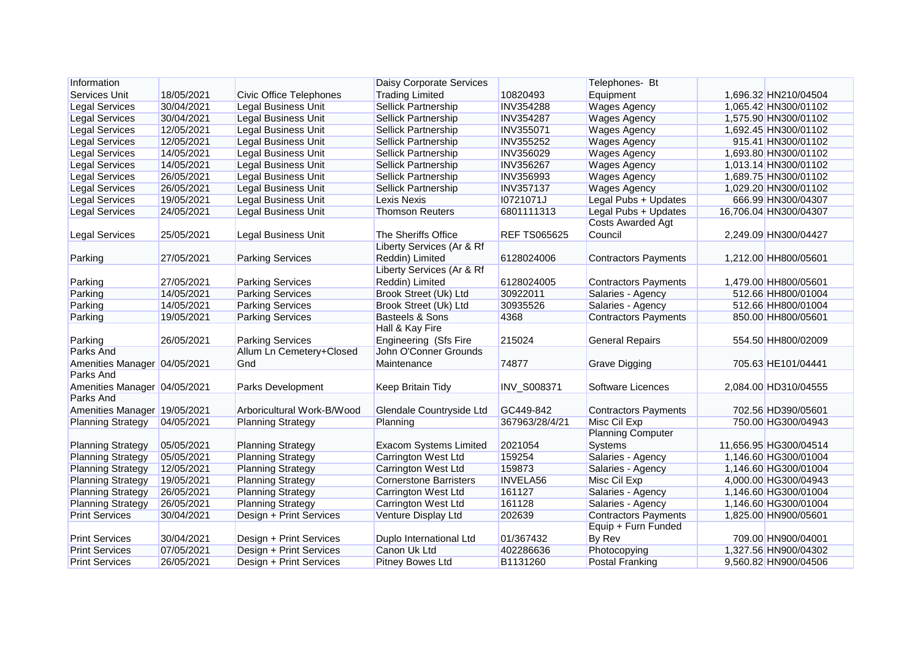| | | | | | | | |
|---|---|---|---|---|---|---|---|
| Information Services Unit | 18/05/2021 | Civic Office Telephones | Daisy Corporate Services Trading Limited | 10820493 | Telephones- Bt Equipment | 1,696.32 | HN210/04504 |
| Legal Services | 30/04/2021 | Legal Business Unit | Sellick Partnership | INV354288 | Wages Agency | 1,065.42 | HN300/01102 |
| Legal Services | 30/04/2021 | Legal Business Unit | Sellick Partnership | INV354287 | Wages Agency | 1,575.90 | HN300/01102 |
| Legal Services | 12/05/2021 | Legal Business Unit | Sellick Partnership | INV355071 | Wages Agency | 1,692.45 | HN300/01102 |
| Legal Services | 12/05/2021 | Legal Business Unit | Sellick Partnership | INV355252 | Wages Agency | 915.41 | HN300/01102 |
| Legal Services | 14/05/2021 | Legal Business Unit | Sellick Partnership | INV356029 | Wages Agency | 1,693.80 | HN300/01102 |
| Legal Services | 14/05/2021 | Legal Business Unit | Sellick Partnership | INV356267 | Wages Agency | 1,013.14 | HN300/01102 |
| Legal Services | 26/05/2021 | Legal Business Unit | Sellick Partnership | INV356993 | Wages Agency | 1,689.75 | HN300/01102 |
| Legal Services | 26/05/2021 | Legal Business Unit | Sellick Partnership | INV357137 | Wages Agency | 1,029.20 | HN300/01102 |
| Legal Services | 19/05/2021 | Legal Business Unit | Lexis Nexis | I0721071J | Legal Pubs + Updates | 666.99 | HN300/04307 |
| Legal Services | 24/05/2021 | Legal Business Unit | Thomson Reuters | 6801111313 | Legal Pubs + Updates | 16,706.04 | HN300/04307 |
| Legal Services | 25/05/2021 | Legal Business Unit | The Sheriffs Office | REF TS065625 | Costs Awarded Agt Council | 2,249.09 | HN300/04427 |
| Parking | 27/05/2021 | Parking Services | Liberty Services (Ar & Rf Reddin) Limited | 6128024006 | Contractors Payments | 1,212.00 | HH800/05601 |
| Parking | 27/05/2021 | Parking Services | Liberty Services (Ar & Rf Reddin) Limited | 6128024005 | Contractors Payments | 1,479.00 | HH800/05601 |
| Parking | 14/05/2021 | Parking Services | Brook Street (Uk) Ltd | 30922011 | Salaries - Agency | 512.66 | HH800/01004 |
| Parking | 14/05/2021 | Parking Services | Brook Street (Uk) Ltd | 30935526 | Salaries - Agency | 512.66 | HH800/01004 |
| Parking | 19/05/2021 | Parking Services | Basteels & Sons | 4368 | Contractors Payments | 850.00 | HH800/05601 |
| Parking | 26/05/2021 | Parking Services | Hall & Kay Fire Engineering (Sfs Fire | 215024 | General Repairs | 554.50 | HH800/02009 |
| Parks And Amenities Manager | 04/05/2021 | Allum Ln Cemetery+Closed Gnd | John O'Conner Grounds Maintenance | 74877 | Grave Digging | 705.63 | HE101/04441 |
| Parks And Amenities Manager | 04/05/2021 | Parks Development | Keep Britain Tidy | INV_S008371 | Software Licences | 2,084.00 | HD310/04555 |
| Parks And Amenities Manager | 19/05/2021 | Arboricultural Work-B/Wood | Glendale Countryside Ltd | GC449-842 | Contractors Payments | 702.56 | HD390/05601 |
| Planning Strategy | 04/05/2021 | Planning Strategy | Planning | 367963/28/4/21 | Misc Cil Exp | 750.00 | HG300/04943 |
| Planning Strategy | 05/05/2021 | Planning Strategy | Exacom Systems Limited | 2021054 | Planning Computer Systems | 11,656.95 | HG300/04514 |
| Planning Strategy | 05/05/2021 | Planning Strategy | Carrington West Ltd | 159254 | Salaries - Agency | 1,146.60 | HG300/01004 |
| Planning Strategy | 12/05/2021 | Planning Strategy | Carrington West Ltd | 159873 | Salaries - Agency | 1,146.60 | HG300/01004 |
| Planning Strategy | 19/05/2021 | Planning Strategy | Cornerstone Barristers | INVELA56 | Misc Cil Exp | 4,000.00 | HG300/04943 |
| Planning Strategy | 26/05/2021 | Planning Strategy | Carrington West Ltd | 161127 | Salaries - Agency | 1,146.60 | HG300/01004 |
| Planning Strategy | 26/05/2021 | Planning Strategy | Carrington West Ltd | 161128 | Salaries - Agency | 1,146.60 | HG300/01004 |
| Print Services | 30/04/2021 | Design + Print Services | Venture Display Ltd | 202639 | Contractors Payments | 1,825.00 | HN900/05601 |
| Print Services | 30/04/2021 | Design + Print Services | Duplo International Ltd | 01/367432 | Equip + Furn Funded By Rev | 709.00 | HN900/04001 |
| Print Services | 07/05/2021 | Design + Print Services | Canon Uk Ltd | 402286636 | Photocopying | 1,327.56 | HN900/04302 |
| Print Services | 26/05/2021 | Design + Print Services | Pitney Bowes Ltd | B1131260 | Postal Franking | 9,560.82 | HN900/04506 |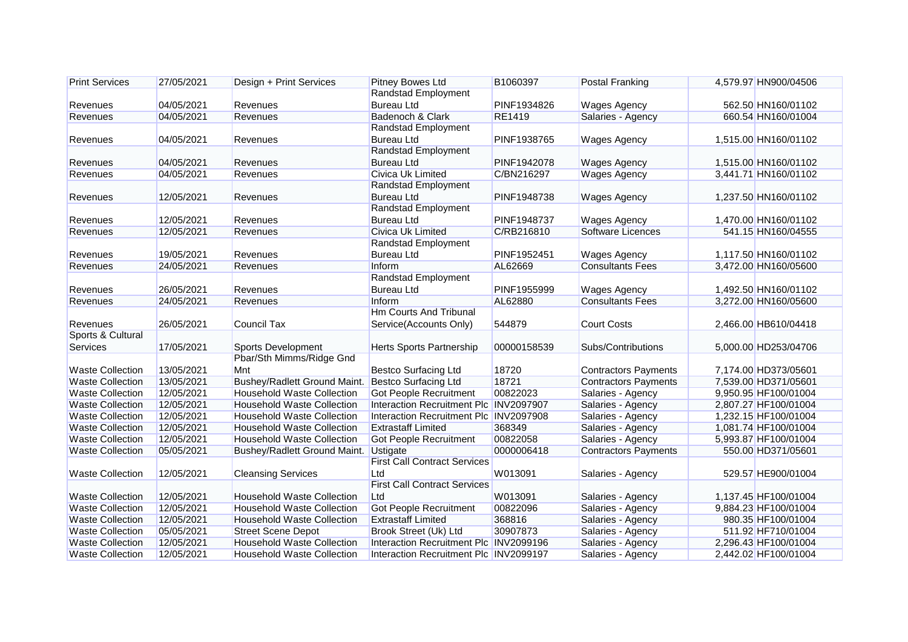| | | | | | | | |
|---|---|---|---|---|---|---|---|
| Print Services | 27/05/2021 | Design + Print Services | Pitney Bowes Ltd | B1060397 | Postal Franking | 4,579.97 | HN900/04506 |
| Revenues | 04/05/2021 | Revenues | Randstad Employment Bureau Ltd | PINF1934826 | Wages Agency | 562.50 | HN160/01102 |
| Revenues | 04/05/2021 | Revenues | Badenoch & Clark | RE1419 | Salaries - Agency | 660.54 | HN160/01004 |
| Revenues | 04/05/2021 | Revenues | Randstad Employment Bureau Ltd | PINF1938765 | Wages Agency | 1,515.00 | HN160/01102 |
| Revenues | 04/05/2021 | Revenues | Randstad Employment Bureau Ltd | PINF1942078 | Wages Agency | 1,515.00 | HN160/01102 |
| Revenues | 04/05/2021 | Revenues | Civica Uk Limited | C/BN216297 | Wages Agency | 3,441.71 | HN160/01102 |
| Revenues | 12/05/2021 | Revenues | Randstad Employment Bureau Ltd | PINF1948738 | Wages Agency | 1,237.50 | HN160/01102 |
| Revenues | 12/05/2021 | Revenues | Randstad Employment Bureau Ltd | PINF1948737 | Wages Agency | 1,470.00 | HN160/01102 |
| Revenues | 12/05/2021 | Revenues | Civica Uk Limited | C/RB216810 | Software Licences | 541.15 | HN160/04555 |
| Revenues | 19/05/2021 | Revenues | Randstad Employment Bureau Ltd | PINF1952451 | Wages Agency | 1,117.50 | HN160/01102 |
| Revenues | 24/05/2021 | Revenues | Inform | AL62669 | Consultants Fees | 3,472.00 | HN160/05600 |
| Revenues | 26/05/2021 | Revenues | Randstad Employment Bureau Ltd | PINF1955999 | Wages Agency | 1,492.50 | HN160/01102 |
| Revenues | 24/05/2021 | Revenues | Inform | AL62880 | Consultants Fees | 3,272.00 | HN160/05600 |
| Revenues | 26/05/2021 | Council Tax | Hm Courts And Tribunal Service(Accounts Only) | 544879 | Court Costs | 2,466.00 | HB610/04418 |
| Sports & Cultural Services | 17/05/2021 | Sports Development | Herts Sports Partnership | 00000158539 | Subs/Contributions | 5,000.00 | HD253/04706 |
| Waste Collection | 13/05/2021 | Pbar/Sth Mimms/Ridge Gnd Mnt | Bestco Surfacing Ltd | 18720 | Contractors Payments | 7,174.00 | HD373/05601 |
| Waste Collection | 13/05/2021 | Bushey/Radlett Ground Maint. | Bestco Surfacing Ltd | 18721 | Contractors Payments | 7,539.00 | HD371/05601 |
| Waste Collection | 12/05/2021 | Household Waste Collection | Got People Recruitment | 00822023 | Salaries - Agency | 9,950.95 | HF100/01004 |
| Waste Collection | 12/05/2021 | Household Waste Collection | Interaction Recruitment Plc | INV2097907 | Salaries - Agency | 2,807.27 | HF100/01004 |
| Waste Collection | 12/05/2021 | Household Waste Collection | Interaction Recruitment Plc | INV2097908 | Salaries - Agency | 1,232.15 | HF100/01004 |
| Waste Collection | 12/05/2021 | Household Waste Collection | Extrastaff Limited | 368349 | Salaries - Agency | 1,081.74 | HF100/01004 |
| Waste Collection | 12/05/2021 | Household Waste Collection | Got People Recruitment | 00822058 | Salaries - Agency | 5,993.87 | HF100/01004 |
| Waste Collection | 05/05/2021 | Bushey/Radlett Ground Maint. | Ustigate | 0000006418 | Contractors Payments | 550.00 | HD371/05601 |
| Waste Collection | 12/05/2021 | Cleansing Services | First Call Contract Services Ltd | W013091 | Salaries - Agency | 529.57 | HE900/01004 |
| Waste Collection | 12/05/2021 | Household Waste Collection | First Call Contract Services Ltd | W013091 | Salaries - Agency | 1,137.45 | HF100/01004 |
| Waste Collection | 12/05/2021 | Household Waste Collection | Got People Recruitment | 00822096 | Salaries - Agency | 9,884.23 | HF100/01004 |
| Waste Collection | 12/05/2021 | Household Waste Collection | Extrastaff Limited | 368816 | Salaries - Agency | 980.35 | HF100/01004 |
| Waste Collection | 05/05/2021 | Street Scene Depot | Brook Street (Uk) Ltd | 30907873 | Salaries - Agency | 511.92 | HF710/01004 |
| Waste Collection | 12/05/2021 | Household Waste Collection | Interaction Recruitment Plc | INV2099196 | Salaries - Agency | 2,296.43 | HF100/01004 |
| Waste Collection | 12/05/2021 | Household Waste Collection | Interaction Recruitment Plc | INV2099197 | Salaries - Agency | 2,442.02 | HF100/01004 |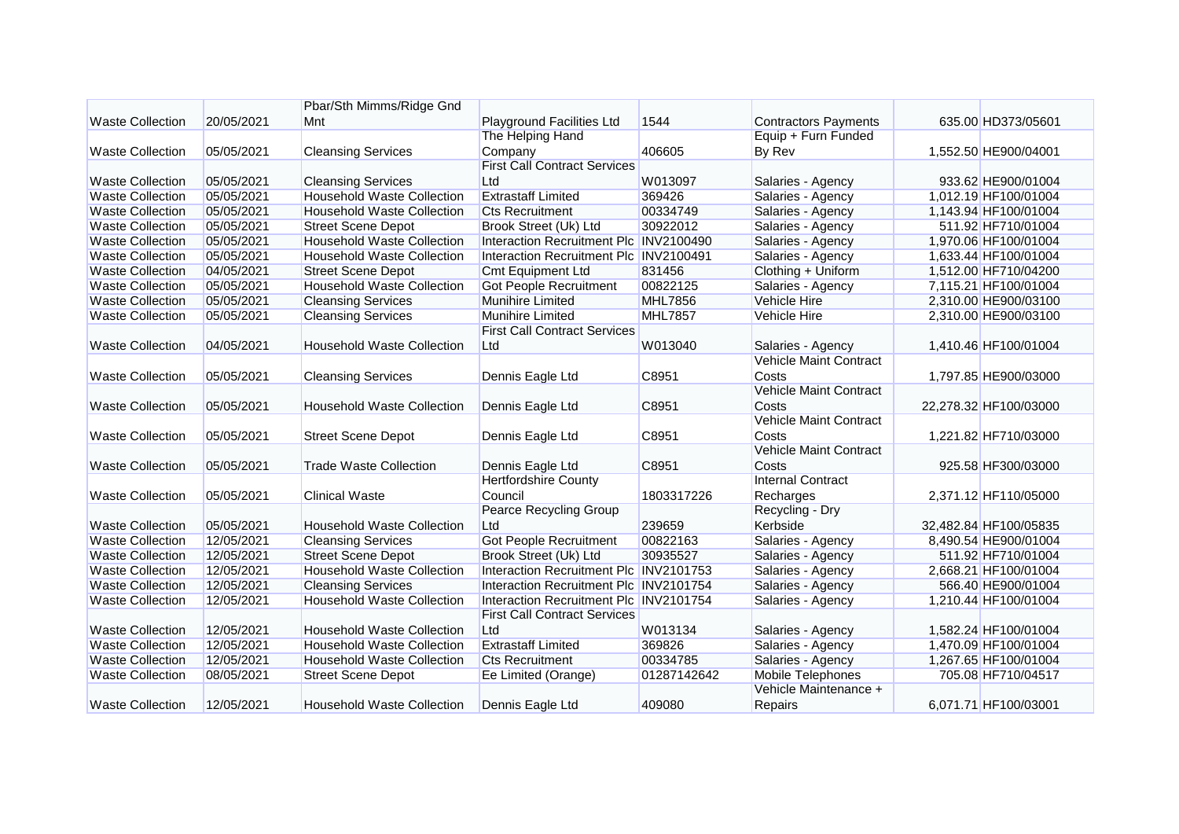| | | | | | | | |
|---|---|---|---|---|---|---|---|
| Waste Collection | 20/05/2021 | Pbar/Sth Mimms/Ridge Gnd Mnt | Playground Facilities Ltd | 1544 | Contractors Payments | 635.00 | HD373/05601 |
| Waste Collection | 05/05/2021 | Cleansing Services | The Helping Hand Company | 406605 | Equip + Furn Funded By Rev | 1,552.50 | HE900/04001 |
| Waste Collection | 05/05/2021 | Cleansing Services | First Call Contract Services Ltd | W013097 | Salaries - Agency | 933.62 | HE900/01004 |
| Waste Collection | 05/05/2021 | Household Waste Collection | Extrastaff Limited | 369426 | Salaries - Agency | 1,012.19 | HF100/01004 |
| Waste Collection | 05/05/2021 | Household Waste Collection | Cts Recruitment | 00334749 | Salaries - Agency | 1,143.94 | HF100/01004 |
| Waste Collection | 05/05/2021 | Street Scene Depot | Brook Street (Uk) Ltd | 30922012 | Salaries - Agency | 511.92 | HF710/01004 |
| Waste Collection | 05/05/2021 | Household Waste Collection | Interaction Recruitment Plc | INV2100490 | Salaries - Agency | 1,970.06 | HF100/01004 |
| Waste Collection | 05/05/2021 | Household Waste Collection | Interaction Recruitment Plc | INV2100491 | Salaries - Agency | 1,633.44 | HF100/01004 |
| Waste Collection | 04/05/2021 | Street Scene Depot | Cmt Equipment Ltd | 831456 | Clothing + Uniform | 1,512.00 | HF710/04200 |
| Waste Collection | 05/05/2021 | Household Waste Collection | Got People Recruitment | 00822125 | Salaries - Agency | 7,115.21 | HF100/01004 |
| Waste Collection | 05/05/2021 | Cleansing Services | Munihire Limited | MHL7856 | Vehicle Hire | 2,310.00 | HE900/03100 |
| Waste Collection | 05/05/2021 | Cleansing Services | Munihire Limited | MHL7857 | Vehicle Hire | 2,310.00 | HE900/03100 |
| Waste Collection | 04/05/2021 | Household Waste Collection | First Call Contract Services Ltd | W013040 | Salaries - Agency | 1,410.46 | HF100/01004 |
| Waste Collection | 05/05/2021 | Cleansing Services | Dennis Eagle Ltd | C8951 | Vehicle Maint Contract Costs | 1,797.85 | HE900/03000 |
| Waste Collection | 05/05/2021 | Household Waste Collection | Dennis Eagle Ltd | C8951 | Vehicle Maint Contract Costs | 22,278.32 | HF100/03000 |
| Waste Collection | 05/05/2021 | Street Scene Depot | Dennis Eagle Ltd | C8951 | Vehicle Maint Contract Costs | 1,221.82 | HF710/03000 |
| Waste Collection | 05/05/2021 | Trade Waste Collection | Dennis Eagle Ltd | C8951 | Vehicle Maint Contract Costs | 925.58 | HF300/03000 |
| Waste Collection | 05/05/2021 | Clinical Waste | Hertfordshire County Council | 1803317226 | Internal Contract Recharges | 2,371.12 | HF110/05000 |
| Waste Collection | 05/05/2021 | Household Waste Collection | Pearce Recycling Group Ltd | 239659 | Recycling - Dry Kerbside | 32,482.84 | HF100/05835 |
| Waste Collection | 12/05/2021 | Cleansing Services | Got People Recruitment | 00822163 | Salaries - Agency | 8,490.54 | HE900/01004 |
| Waste Collection | 12/05/2021 | Street Scene Depot | Brook Street (Uk) Ltd | 30935527 | Salaries - Agency | 511.92 | HF710/01004 |
| Waste Collection | 12/05/2021 | Household Waste Collection | Interaction Recruitment Plc | INV2101753 | Salaries - Agency | 2,668.21 | HF100/01004 |
| Waste Collection | 12/05/2021 | Cleansing Services | Interaction Recruitment Plc | INV2101754 | Salaries - Agency | 566.40 | HE900/01004 |
| Waste Collection | 12/05/2021 | Household Waste Collection | Interaction Recruitment Plc | INV2101754 | Salaries - Agency | 1,210.44 | HF100/01004 |
| Waste Collection | 12/05/2021 | Household Waste Collection | First Call Contract Services Ltd | W013134 | Salaries - Agency | 1,582.24 | HF100/01004 |
| Waste Collection | 12/05/2021 | Household Waste Collection | Extrastaff Limited | 369826 | Salaries - Agency | 1,470.09 | HF100/01004 |
| Waste Collection | 12/05/2021 | Household Waste Collection | Cts Recruitment | 00334785 | Salaries - Agency | 1,267.65 | HF100/01004 |
| Waste Collection | 08/05/2021 | Street Scene Depot | Ee Limited (Orange) | 01287142642 | Mobile Telephones | 705.08 | HF710/04517 |
| Waste Collection | 12/05/2021 | Household Waste Collection | Dennis Eagle Ltd | 409080 | Vehicle Maintenance + Repairs | 6,071.71 | HF100/03001 |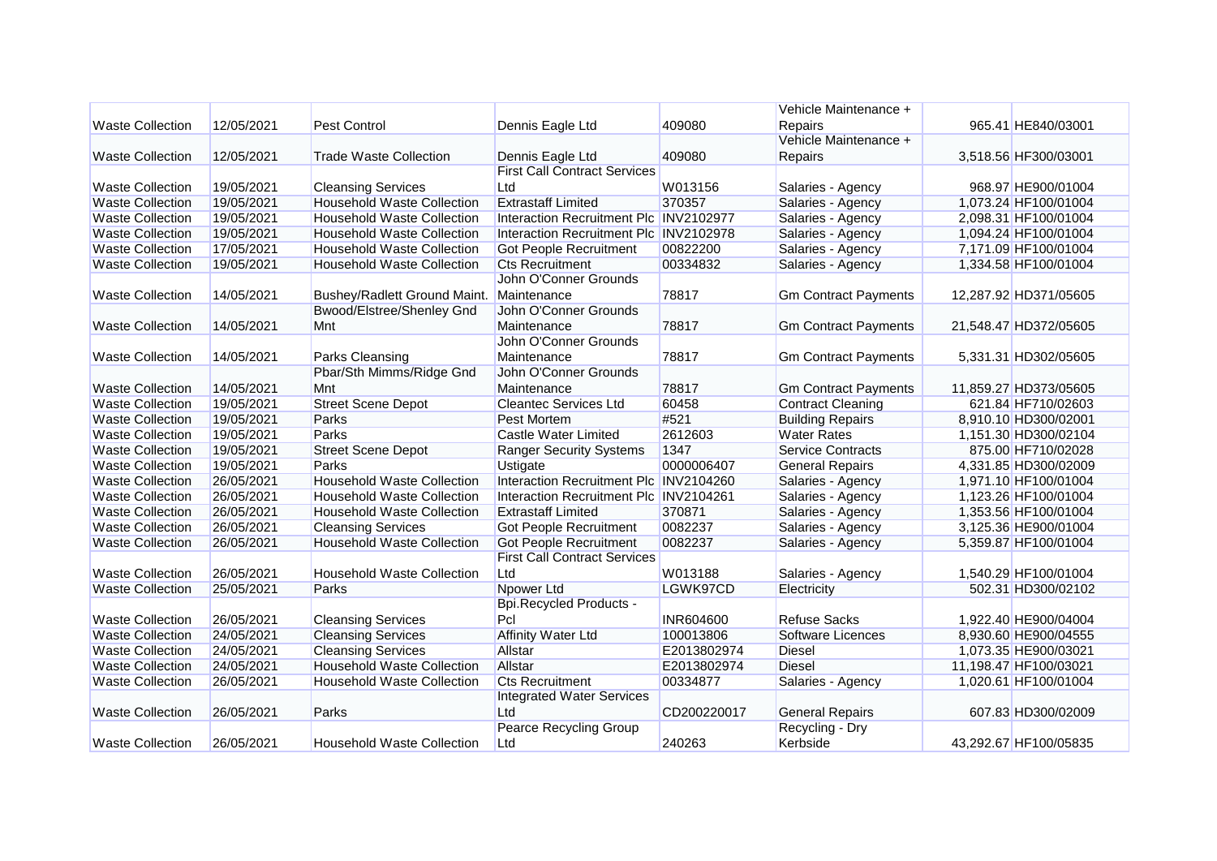| | | | | | | | |
|---|---|---|---|---|---|---|---|
| Waste Collection | 12/05/2021 | Pest Control | Dennis Eagle Ltd | 409080 | Vehicle Maintenance + Repairs | 965.41 | HE840/03001 |
| Waste Collection | 12/05/2021 | Trade Waste Collection | Dennis Eagle Ltd | 409080 | Vehicle Maintenance + Repairs | 3,518.56 | HF300/03001 |
| Waste Collection | 19/05/2021 | Cleansing Services | First Call Contract Services Ltd | W013156 | Salaries - Agency | 968.97 | HE900/01004 |
| Waste Collection | 19/05/2021 | Household Waste Collection | Extrastaff Limited | 370357 | Salaries - Agency | 1,073.24 | HF100/01004 |
| Waste Collection | 19/05/2021 | Household Waste Collection | Interaction Recruitment Plc | INV2102977 | Salaries - Agency | 2,098.31 | HF100/01004 |
| Waste Collection | 19/05/2021 | Household Waste Collection | Interaction Recruitment Plc | INV2102978 | Salaries - Agency | 1,094.24 | HF100/01004 |
| Waste Collection | 17/05/2021 | Household Waste Collection | Got People Recruitment | 00822200 | Salaries - Agency | 7,171.09 | HF100/01004 |
| Waste Collection | 19/05/2021 | Household Waste Collection | Cts Recruitment | 00334832 | Salaries - Agency | 1,334.58 | HF100/01004 |
| Waste Collection | 14/05/2021 | Bushey/Radlett Ground Maint. | John O'Conner Grounds Maintenance | 78817 | Gm Contract Payments | 12,287.92 | HD371/05605 |
| Waste Collection | 14/05/2021 | Bwood/Elstree/Shenley Gnd Mnt | John O'Conner Grounds Maintenance | 78817 | Gm Contract Payments | 21,548.47 | HD372/05605 |
| Waste Collection | 14/05/2021 | Parks Cleansing | John O'Conner Grounds Maintenance | 78817 | Gm Contract Payments | 5,331.31 | HD302/05605 |
| Waste Collection | 14/05/2021 | Pbar/Sth Mimms/Ridge Gnd Mnt | John O'Conner Grounds Maintenance | 78817 | Gm Contract Payments | 11,859.27 | HD373/05605 |
| Waste Collection | 19/05/2021 | Street Scene Depot | Cleantec Services Ltd | 60458 | Contract Cleaning | 621.84 | HF710/02603 |
| Waste Collection | 19/05/2021 | Parks | Pest Mortem | #521 | Building Repairs | 8,910.10 | HD300/02001 |
| Waste Collection | 19/05/2021 | Parks | Castle Water Limited | 2612603 | Water Rates | 1,151.30 | HD300/02104 |
| Waste Collection | 19/05/2021 | Street Scene Depot | Ranger Security Systems | 1347 | Service Contracts | 875.00 | HF710/02028 |
| Waste Collection | 19/05/2021 | Parks | Ustigate | 0000006407 | General Repairs | 4,331.85 | HD300/02009 |
| Waste Collection | 26/05/2021 | Household Waste Collection | Interaction Recruitment Plc | INV2104260 | Salaries - Agency | 1,971.10 | HF100/01004 |
| Waste Collection | 26/05/2021 | Household Waste Collection | Interaction Recruitment Plc | INV2104261 | Salaries - Agency | 1,123.26 | HF100/01004 |
| Waste Collection | 26/05/2021 | Household Waste Collection | Extrastaff Limited | 370871 | Salaries - Agency | 1,353.56 | HF100/01004 |
| Waste Collection | 26/05/2021 | Cleansing Services | Got People Recruitment | 0082237 | Salaries - Agency | 3,125.36 | HE900/01004 |
| Waste Collection | 26/05/2021 | Household Waste Collection | Got People Recruitment | 0082237 | Salaries - Agency | 5,359.87 | HF100/01004 |
| Waste Collection | 26/05/2021 | Household Waste Collection | First Call Contract Services Ltd | W013188 | Salaries - Agency | 1,540.29 | HF100/01004 |
| Waste Collection | 25/05/2021 | Parks | Npower Ltd | LGWK97CD | Electricity | 502.31 | HD300/02102 |
| Waste Collection | 26/05/2021 | Cleansing Services | Bpi.Recycled Products - Pcl | INR604600 | Refuse Sacks | 1,922.40 | HE900/04004 |
| Waste Collection | 24/05/2021 | Cleansing Services | Affinity Water Ltd | 100013806 | Software Licences | 8,930.60 | HE900/04555 |
| Waste Collection | 24/05/2021 | Cleansing Services | Allstar | E2013802974 | Diesel | 1,073.35 | HE900/03021 |
| Waste Collection | 24/05/2021 | Household Waste Collection | Allstar | E2013802974 | Diesel | 11,198.47 | HF100/03021 |
| Waste Collection | 26/05/2021 | Household Waste Collection | Cts Recruitment | 00334877 | Salaries - Agency | 1,020.61 | HF100/01004 |
| Waste Collection | 26/05/2021 | Parks | Integrated Water Services Ltd | CD200220017 | General Repairs | 607.83 | HD300/02009 |
| Waste Collection | 26/05/2021 | Household Waste Collection | Pearce Recycling Group Ltd | 240263 | Recycling - Dry Kerbside | 43,292.67 | HF100/05835 |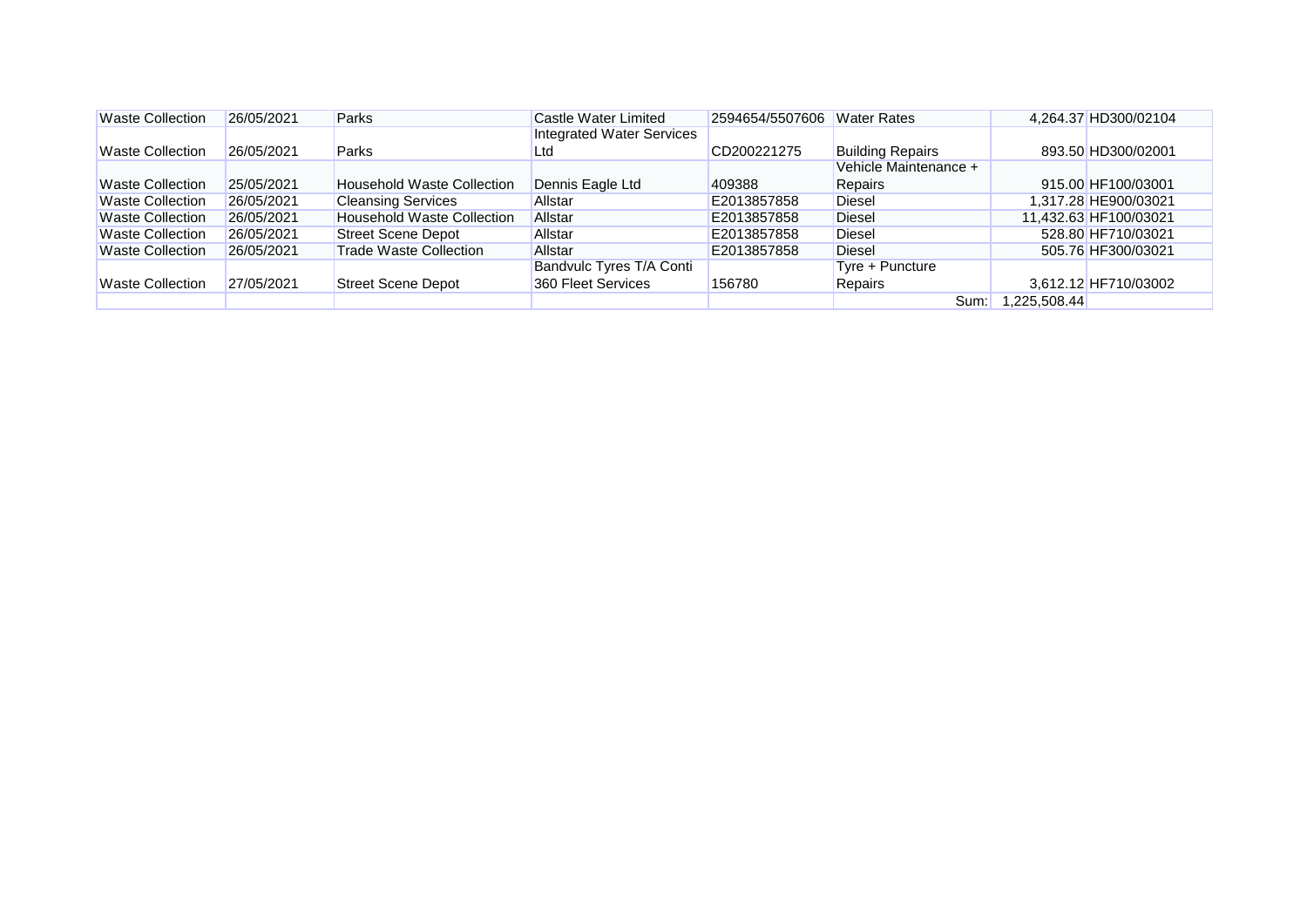| | | | | | | | |
|---|---|---|---|---|---|---|---|
| Waste Collection | 26/05/2021 | Parks | Castle Water Limited | 2594654/5507606 | Water Rates | 4,264.37 | HD300/02104 |
| Waste Collection | 26/05/2021 | Parks | Integrated Water Services Ltd | CD200221275 | Building Repairs | 893.50 | HD300/02001 |
| Waste Collection | 25/05/2021 | Household Waste Collection | Dennis Eagle Ltd | 409388 | Vehicle Maintenance + Repairs | 915.00 | HF100/03001 |
| Waste Collection | 26/05/2021 | Cleansing Services | Allstar | E2013857858 | Diesel | 1,317.28 | HE900/03021 |
| Waste Collection | 26/05/2021 | Household Waste Collection | Allstar | E2013857858 | Diesel | 11,432.63 | HF100/03021 |
| Waste Collection | 26/05/2021 | Street Scene Depot | Allstar | E2013857858 | Diesel | 528.80 | HF710/03021 |
| Waste Collection | 26/05/2021 | Trade Waste Collection | Allstar | E2013857858 | Diesel | 505.76 | HF300/03021 |
| Waste Collection | 27/05/2021 | Street Scene Depot | Bandvulc Tyres T/A Conti 360 Fleet Services | 156780 | Tyre + Puncture Repairs | 3,612.12 | HF710/03002 |
| | | | | | Sum: | 1,225,508.44 | |